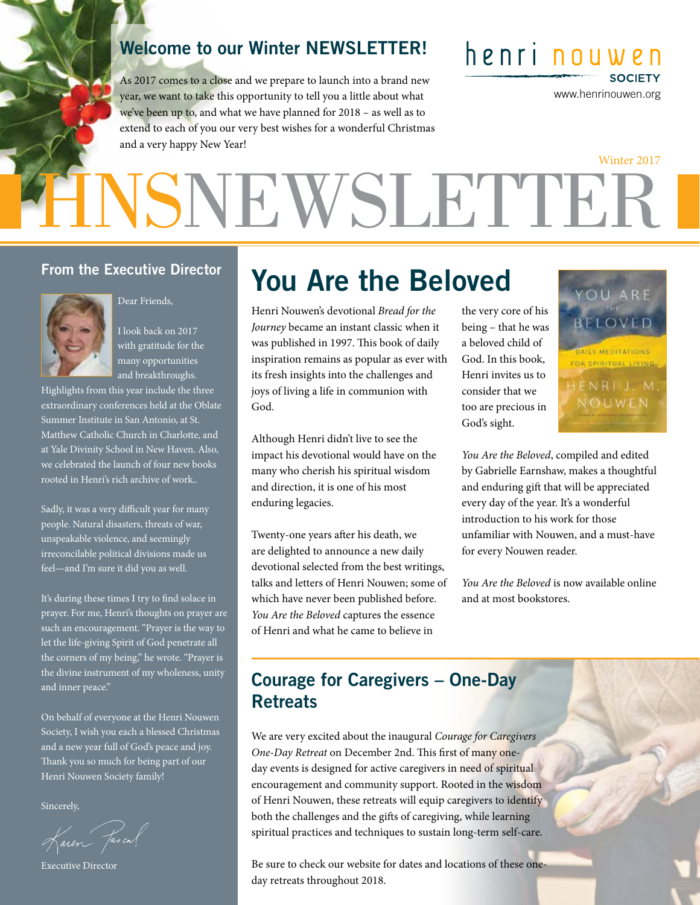## Welcome to our Winter NEWSLETTER!

As 2017 comes to a close and we prepare to launch into a brand new year, we want to take this opportunity to tell you a little about what we've been up to, and what we have planned for 2018 – as well as to extend to each of you our very best wishes for a wonderful Christmas and a very happy New Year!

henri nouwen SOCIETY
www.henrinouwen.org

Winter 2017

# HNSNEWSLETTER

## From the Executive Director

Dear Friends,

I look back on 2017 with gratitude for the many opportunities and breakthroughs. Highlights from this year include the three extraordinary conferences held at the Oblate Summer Institute in San Antonio, at St. Matthew Catholic Church in Charlotte, and at Yale Divinity School in New Haven. Also, we celebrated the launch of four new books rooted in Henri's rich archive of work..

Sadly, it was a very difficult year for many people. Natural disasters, threats of war, unspeakable violence, and seemingly irreconcilable political divisions made us feel—and I'm sure it did you as well.

It's during these times I try to find solace in prayer. For me, Henri's thoughts on prayer are such an encouragement. "Prayer is the way to let the life-giving Spirit of God penetrate all the corners of my being," he wrote. "Prayer is the divine instrument of my wholeness, unity and inner peace."

On behalf of everyone at the Henri Nouwen Society, I wish you each a blessed Christmas and a new year full of God's peace and joy. Thank you so much for being part of our Henri Nouwen Society family!

Sincerely,

Karen Pascal

Executive Director

# You Are the Beloved

Henri Nouwen's devotional *Bread for the Journey* became an instant classic when it was published in 1997. This book of daily inspiration remains as popular as ever with its fresh insights into the challenges and joys of living a life in communion with God.

Although Henri didn't live to see the impact his devotional would have on the many who cherish his spiritual wisdom and direction, it is one of his most enduring legacies.

Twenty-one years after his death, we are delighted to announce a new daily devotional selected from the best writings, talks and letters of Henri Nouwen; some of which have never been published before. *You Are the Beloved* captures the essence of Henri and what he came to believe in the very core of his being – that he was a beloved child of God. In this book, Henri invites us to consider that we too are precious in God's sight.

*You Are the Beloved*, compiled and edited by Gabrielle Earnshaw, makes a thoughtful and enduring gift that will be appreciated every day of the year. It's a wonderful introduction to his work for those unfamiliar with Nouwen, and a must-have for every Nouwen reader.

*You Are the Beloved* is now available online and at most bookstores.

## Courage for Caregivers – One-Day Retreats

We are very excited about the inaugural *Courage for Caregivers One-Day Retreat* on December 2nd. This first of many one-day events is designed for active caregivers in need of spiritual encouragement and community support. Rooted in the wisdom of Henri Nouwen, these retreats will equip caregivers to identify both the challenges and the gifts of caregiving, while learning spiritual practices and techniques to sustain long-term self-care.

Be sure to check our website for dates and locations of these one-day retreats throughout 2018.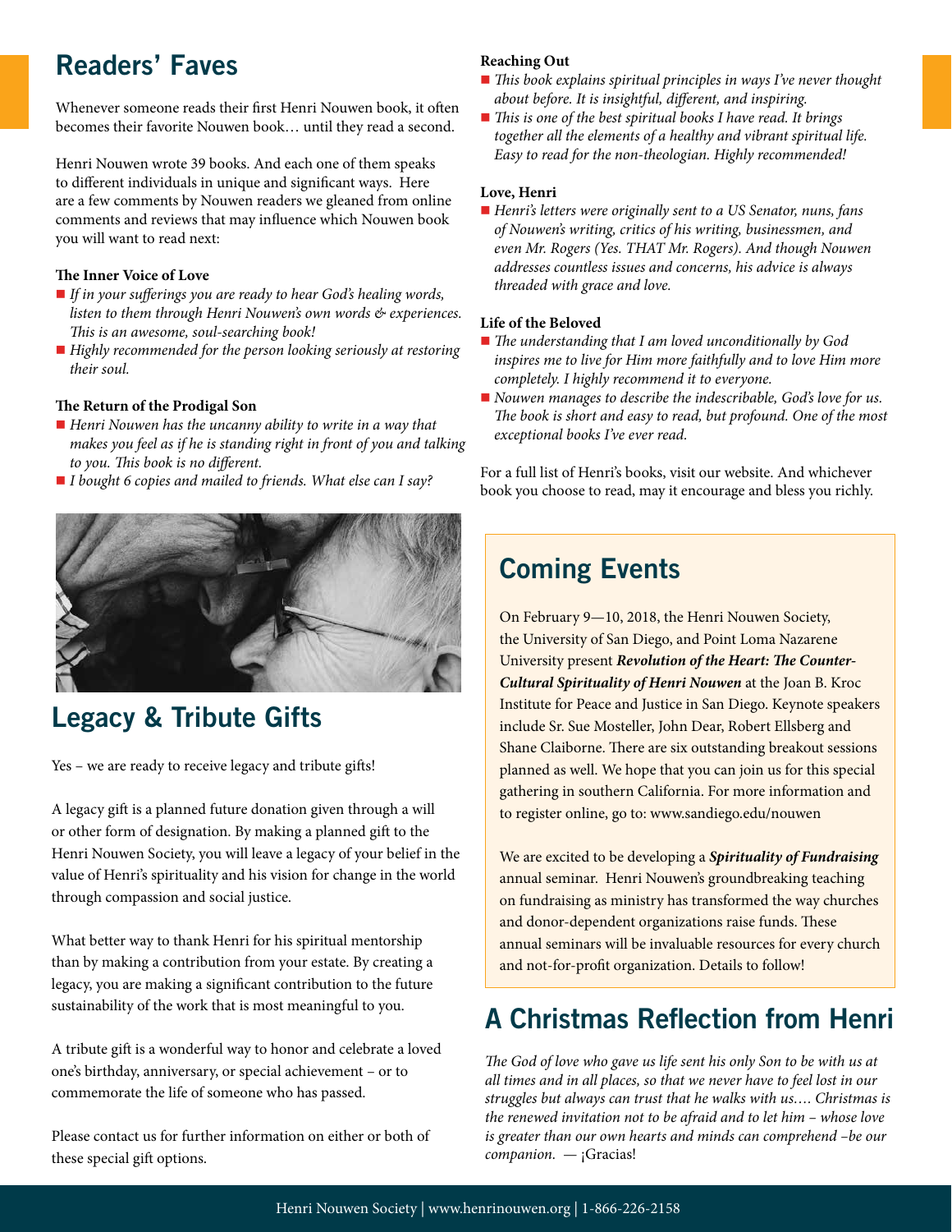## Readers' Faves

Whenever someone reads their first Henri Nouwen book, it often becomes their favorite Nouwen book… until they read a second.

Henri Nouwen wrote 39 books. And each one of them speaks to different individuals in unique and significant ways. Here are a few comments by Nouwen readers we gleaned from online comments and reviews that may influence which Nouwen book you will want to read next:

**The Inner Voice of Love**

- *If in your sufferings you are ready to hear God's healing words, listen to them through Henri Nouwen's own words & experiences. This is an awesome, soul-searching book!*
- *Highly recommended for the person looking seriously at restoring their soul.*

**The Return of the Prodigal Son**

- *Henri Nouwen has the uncanny ability to write in a way that makes you feel as if he is standing right in front of you and talking to you. This book is no different.*
- *I bought 6 copies and mailed to friends. What else can I say?*

**Reaching Out**

- *This book explains spiritual principles in ways I've never thought about before. It is insightful, different, and inspiring.*
- *This is one of the best spiritual books I have read. It brings together all the elements of a healthy and vibrant spiritual life. Easy to read for the non-theologian. Highly recommended!*

**Love, Henri**

- *Henri's letters were originally sent to a US Senator, nuns, fans of Nouwen's writing, critics of his writing, businessmen, and even Mr. Rogers (Yes. THAT Mr. Rogers). And though Nouwen addresses countless issues and concerns, his advice is always threaded with grace and love.*

**Life of the Beloved**

- *The understanding that I am loved unconditionally by God inspires me to live for Him more faithfully and to love Him more completely. I highly recommend it to everyone.*
- *Nouwen manages to describe the indescribable, God's love for us. The book is short and easy to read, but profound. One of the most exceptional books I've ever read.*

For a full list of Henri's books, visit our website. And whichever book you choose to read, may it encourage and bless you richly.

## Legacy & Tribute Gifts

Yes – we are ready to receive legacy and tribute gifts!

A legacy gift is a planned future donation given through a will or other form of designation. By making a planned gift to the Henri Nouwen Society, you will leave a legacy of your belief in the value of Henri's spirituality and his vision for change in the world through compassion and social justice.

What better way to thank Henri for his spiritual mentorship than by making a contribution from your estate. By creating a legacy, you are making a significant contribution to the future sustainability of the work that is most meaningful to you.

A tribute gift is a wonderful way to honor and celebrate a loved one's birthday, anniversary, or special achievement – or to commemorate the life of someone who has passed.

Please contact us for further information on either or both of these special gift options.

## Coming Events

On February 9—10, 2018, the Henri Nouwen Society, the University of San Diego, and Point Loma Nazarene University present ***Revolution of the Heart: The Counter-Cultural Spirituality of Henri Nouwen*** at the Joan B. Kroc Institute for Peace and Justice in San Diego. Keynote speakers include Sr. Sue Mosteller, John Dear, Robert Ellsberg and Shane Claiborne. There are six outstanding breakout sessions planned as well. We hope that you can join us for this special gathering in southern California. For more information and to register online, go to: www.sandiego.edu/nouwen

We are excited to be developing a ***Spirituality of Fundraising*** annual seminar. Henri Nouwen's groundbreaking teaching on fundraising as ministry has transformed the way churches and donor-dependent organizations raise funds. These annual seminars will be invaluable resources for every church and not-for-profit organization. Details to follow!

## A Christmas Reflection from Henri

*The God of love who gave us life sent his only Son to be with us at all times and in all places, so that we never have to feel lost in our struggles but always can trust that he walks with us…. Christmas is the renewed invitation not to be afraid and to let him – whose love is greater than our own hearts and minds can comprehend –be our companion.* — ¡Gracias!

Henri Nouwen Society | www.henrinouwen.org | 1-866-226-2158